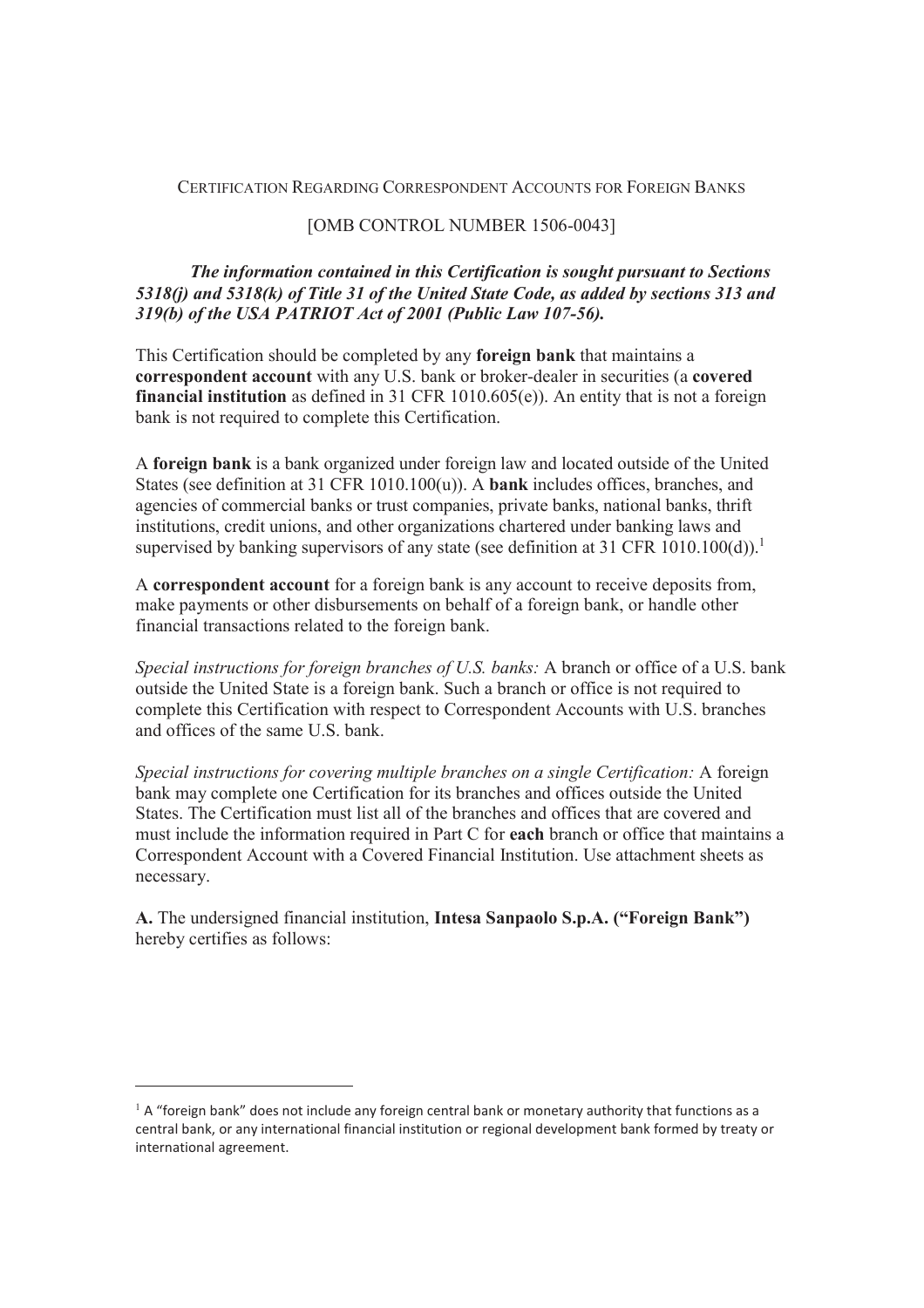Certification Regarding Correspondent Accounts for Foreign Banks

[OMB CONTROL NUMBER 1506-0043]

***The information contained in this Certification is sought pursuant to Sections 5318(j) and 5318(k) of Title 31 of the United State Code, as added by sections 313 and 319(b) of the USA PATRIOT Act of 2001 (Public Law 107-56).***

This Certification should be completed by any **foreign bank** that maintains a **correspondent account** with any U.S. bank or broker-dealer in securities (a **covered financial institution** as defined in 31 CFR 1010.605(e)). An entity that is not a foreign bank is not required to complete this Certification.

A **foreign bank** is a bank organized under foreign law and located outside of the United States (see definition at 31 CFR 1010.100(u)). A **bank** includes offices, branches, and agencies of commercial banks or trust companies, private banks, national banks, thrift institutions, credit unions, and other organizations chartered under banking laws and supervised by banking supervisors of any state (see definition at 31 CFR 1010.100(d)).[1]

A **correspondent account** for a foreign bank is any account to receive deposits from, make payments or other disbursements on behalf of a foreign bank, or handle other financial transactions related to the foreign bank.

*Special instructions for foreign branches of U.S. banks:* A branch or office of a U.S. bank outside the United State is a foreign bank. Such a branch or office is not required to complete this Certification with respect to Correspondent Accounts with U.S. branches and offices of the same U.S. bank.

*Special instructions for covering multiple branches on a single Certification:* A foreign bank may complete one Certification for its branches and offices outside the United States. The Certification must list all of the branches and offices that are covered and must include the information required in Part C for **each** branch or office that maintains a Correspondent Account with a Covered Financial Institution. Use attachment sheets as necessary.

**A.** The undersigned financial institution, **Intesa Sanpaolo S.p.A. ("Foreign Bank")** hereby certifies as follows:

[1] A "foreign bank" does not include any foreign central bank or monetary authority that functions as a central bank, or any international financial institution or regional development bank formed by treaty or international agreement.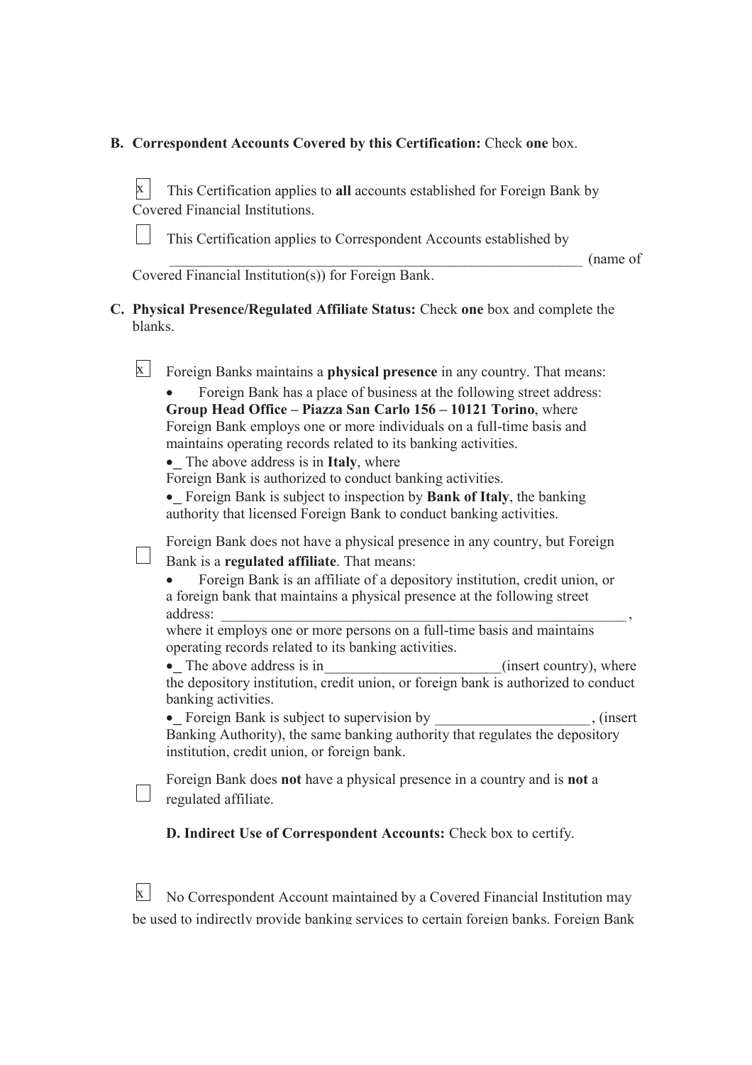**B. Correspondent Accounts Covered by this Certification:** Check **one** box.

[x] This Certification applies to **all** accounts established for Foreign Bank by Covered Financial Institutions.

[ ] This Certification applies to Correspondent Accounts established by \_\_\_\_\_\_\_\_\_\_\_\_\_\_\_\_\_\_\_\_\_\_\_\_\_\_\_\_\_\_\_\_\_\_\_\_\_\_\_\_\_\_\_\_\_\_\_\_\_\_\_\_\_\_\_\_\_\_ (name of Covered Financial Institution(s)) for Foreign Bank.

**C. Physical Presence/Regulated Affiliate Status:** Check **one** box and complete the blanks.

[x] Foreign Banks maintains a **physical presence** in any country. That means:

- Foreign Bank has a place of business at the following street address: **Group Head Office – Piazza San Carlo 156 – 10121 Torino**, where Foreign Bank employs one or more individuals on a full-time basis and maintains operating records related to its banking activities.
- \_ The above address is in **Italy**, where Foreign Bank is authorized to conduct banking activities.
- \_ Foreign Bank is subject to inspection by **Bank of Italy**, the banking authority that licensed Foreign Bank to conduct banking activities.

[ ] Foreign Bank does not have a physical presence in any country, but Foreign Bank is a **regulated affiliate**. That means:

- Foreign Bank is an affiliate of a depository institution, credit union, or a foreign bank that maintains a physical presence at the following street address: \_\_\_\_\_\_\_\_\_\_\_\_\_\_\_\_\_\_\_\_\_\_\_\_\_\_\_\_\_\_\_\_\_\_\_\_\_\_\_\_\_\_\_\_\_\_\_\_\_\_\_\_\_\_\_\_, where it employs one or more persons on a full-time basis and maintains operating records related to its banking activities.
- \_ The above address is in\_\_\_\_\_\_\_\_\_\_\_\_\_\_\_\_\_\_\_\_\_\_\_\_(insert country), where the depository institution, credit union, or foreign bank is authorized to conduct banking activities.
- \_ Foreign Bank is subject to supervision by \_\_\_\_\_\_\_\_\_\_\_\_\_\_\_\_\_\_\_\_\_, (insert Banking Authority), the same banking authority that regulates the depository institution, credit union, or foreign bank.

[ ] Foreign Bank does **not** have a physical presence in a country and is **not** a regulated affiliate.

**D. Indirect Use of Correspondent Accounts:** Check box to certify.

[x] No Correspondent Account maintained by a Covered Financial Institution may be used to indirectly provide banking services to certain foreign banks. Foreign Bank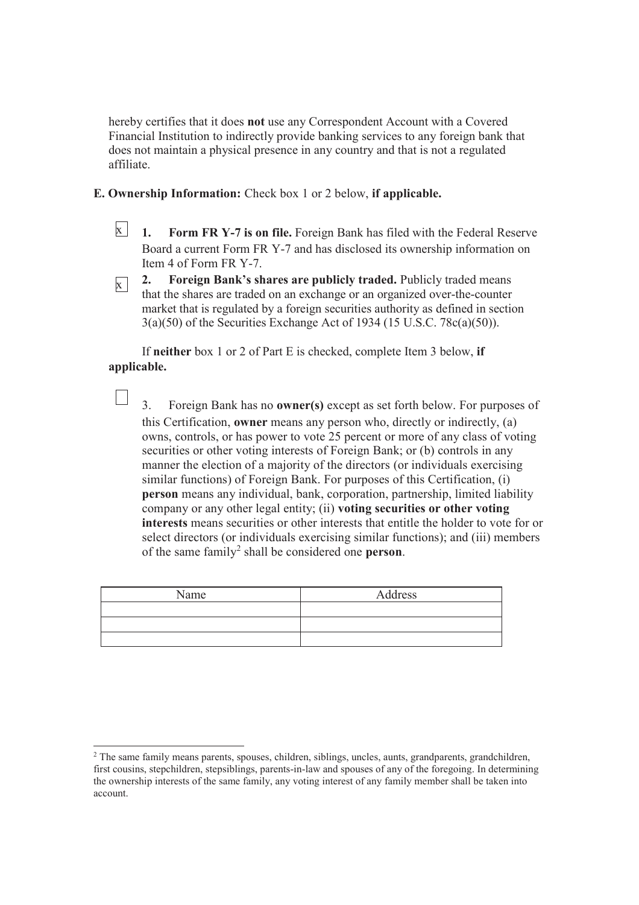hereby certifies that it does **not** use any Correspondent Account with a Covered Financial Institution to indirectly provide banking services to any foreign bank that does not maintain a physical presence in any country and that is not a regulated affiliate.

**E. Ownership Information:** Check box 1 or 2 below, **if applicable.**

[x] **1. Form FR Y-7 is on file.** Foreign Bank has filed with the Federal Reserve Board a current Form FR Y-7 and has disclosed its ownership information on Item 4 of Form FR Y-7.

[x] **2. Foreign Bank's shares are publicly traded.** Publicly traded means that the shares are traded on an exchange or an organized over-the-counter market that is regulated by a foreign securities authority as defined in section 3(a)(50) of the Securities Exchange Act of 1934 (15 U.S.C. 78c(a)(50)).

If **neither** box 1 or 2 of Part E is checked, complete Item 3 below, **if applicable.**

[ ] 3. Foreign Bank has no **owner(s)** except as set forth below. For purposes of this Certification, **owner** means any person who, directly or indirectly, (a) owns, controls, or has power to vote 25 percent or more of any class of voting securities or other voting interests of Foreign Bank; or (b) controls in any manner the election of a majority of the directors (or individuals exercising similar functions) of Foreign Bank. For purposes of this Certification, (i) **person** means any individual, bank, corporation, partnership, limited liability company or any other legal entity; (ii) **voting securities or other voting interests** means securities or other interests that entitle the holder to vote for or select directors (or individuals exercising similar functions); and (iii) members of the same family[2] shall be considered one **person**.

| Name | Address |
|---|---|
| | |
| | |
| | |

[2] The same family means parents, spouses, children, siblings, uncles, aunts, grandparents, grandchildren, first cousins, stepchildren, stepsiblings, parents-in-law and spouses of any of the foregoing. In determining the ownership interests of the same family, any voting interest of any family member shall be taken into account.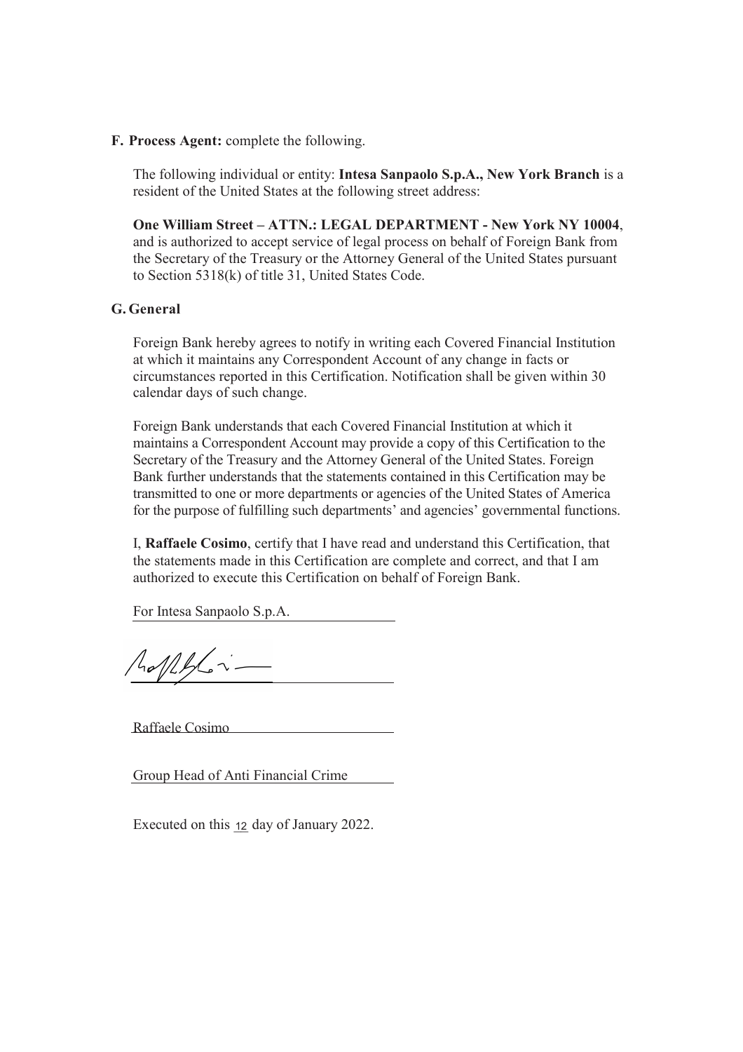**F. Process Agent:** complete the following.

The following individual or entity: **Intesa Sanpaolo S.p.A., New York Branch** is a resident of the United States at the following street address:

**One William Street – ATTN.: LEGAL DEPARTMENT - New York NY 10004**, and is authorized to accept service of legal process on behalf of Foreign Bank from the Secretary of the Treasury or the Attorney General of the United States pursuant to Section 5318(k) of title 31, United States Code.

**G. General**

Foreign Bank hereby agrees to notify in writing each Covered Financial Institution at which it maintains any Correspondent Account of any change in facts or circumstances reported in this Certification. Notification shall be given within 30 calendar days of such change.

Foreign Bank understands that each Covered Financial Institution at which it maintains a Correspondent Account may provide a copy of this Certification to the Secretary of the Treasury and the Attorney General of the United States. Foreign Bank further understands that the statements contained in this Certification may be transmitted to one or more departments or agencies of the United States of America for the purpose of fulfilling such departments' and agencies' governmental functions.

I, **Raffaele Cosimo**, certify that I have read and understand this Certification, that the statements made in this Certification are complete and correct, and that I am authorized to execute this Certification on behalf of Foreign Bank.

For Intesa Sanpaolo S.p.A.

Raffaele Cosimo

Group Head of Anti Financial Crime

Executed on this 12 day of January 2022.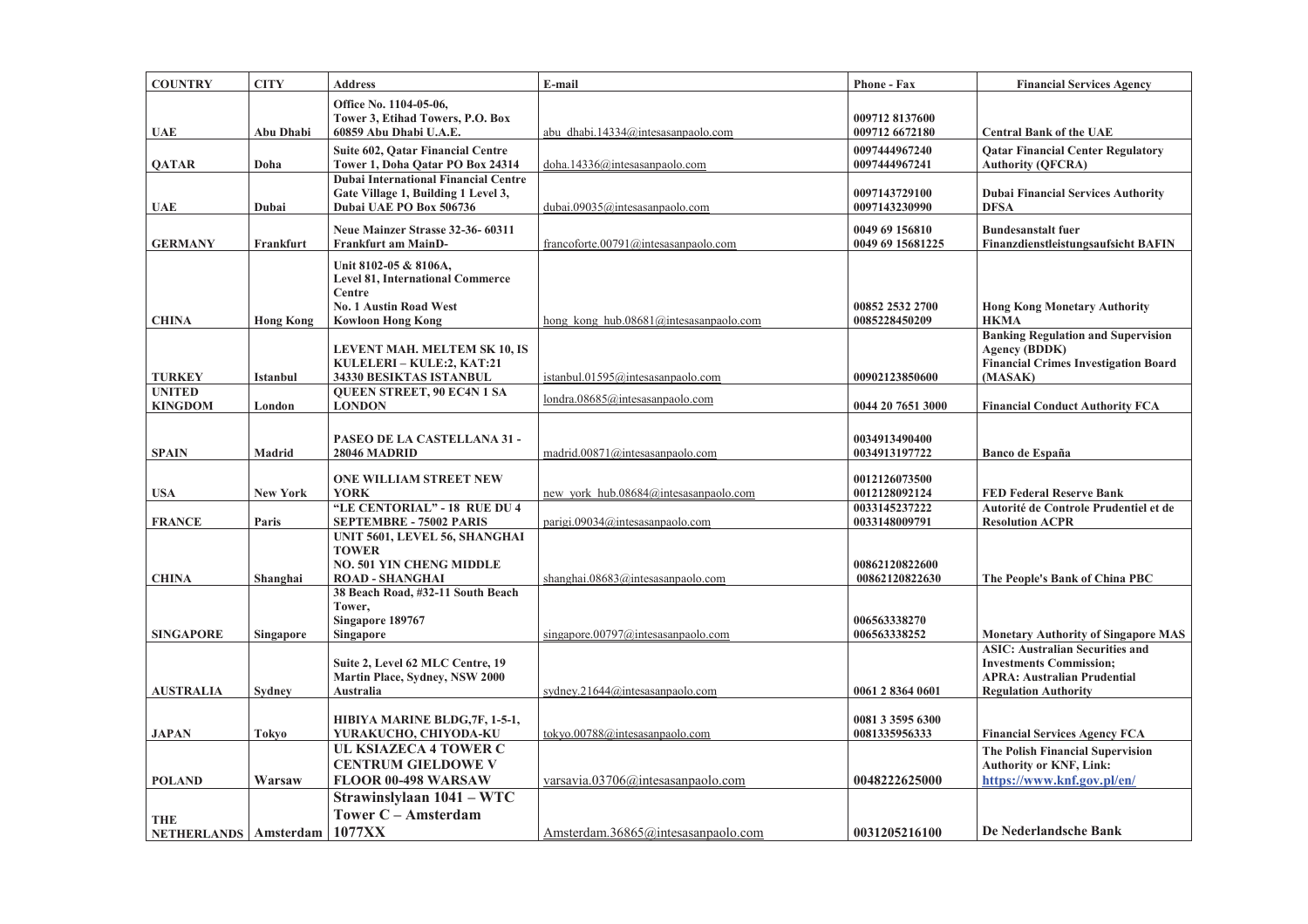| COUNTRY | CITY | Address | E-mail | Phone - Fax | Financial Services Agency |
|---|---|---|---|---|---|
| UAE | Abu Dhabi | Office No. 1104-05-06, Tower 3, Etihad Towers, P.O. Box 60859 Abu Dhabi U.A.E. | abu_dhabi.14334@intesasanpaolo.com | 009712 8137600 009712 6672180 | Central Bank of the UAE |
| QATAR | Doha | Suite 602, Qatar Financial Centre Tower 1, Doha Qatar PO Box 24314 | doha.14336@intesasanpaolo.com | 0097444967240 0097444967241 | Qatar Financial Center Regulatory Authority (QFCRA) |
| UAE | Dubai | Dubai International Financial Centre Gate Village 1, Building 1 Level 3, Dubai UAE PO Box 506736 | dubai.09035@intesasanpaolo.com | 0097143729100 0097143230990 | Dubai Financial Services Authority DFSA |
| GERMANY | Frankfurt | Neue Mainzer Strasse 32-36- 60311 Frankfurt am MainD- | francoforte.00791@intesasanpaolo.com | 0049 69 156810 0049 69 15681225 | Bundesanstalt fuer Finanzdienstleistungsaufsicht BAFIN |
| CHINA | Hong Kong | Unit 8102-05 & 8106A, Level 81, International Commerce Centre No. 1 Austin Road West Kowloon Hong Kong | hong_kong_hub.08681@intesasanpaolo.com | 00852 2532 2700 0085228450209 | Hong Kong Monetary Authority HKMA |
| TURKEY | Istanbul | LEVENT MAH. MELTEM SK 10, IS KULELERI – KULE:2, KAT:21 34330 BESIKTAS ISTANBUL | istanbul.01595@intesasanpaolo.com | 00902123850600 | Banking Regulation and Supervision Agency (BDDK) Financial Crimes Investigation Board (MASAK) |
| UNITED KINGDOM | London | QUEEN STREET, 90 EC4N 1 SA LONDON | londra.08685@intesasanpaolo.com | 0044 20 7651 3000 | Financial Conduct Authority FCA |
| SPAIN | Madrid | PASEO DE LA CASTELLANA 31 - 28046 MADRID | madrid.00871@intesasanpaolo.com | 0034913490400 0034913197722 | Banco de España |
| USA | New York | ONE WILLIAM STREET NEW YORK | new_york_hub.08684@intesasanpaolo.com | 0012126073500 0012128092124 | FED Federal Reserve Bank |
| FRANCE | Paris | "LE CENTORIAL" - 18 RUE DU 4 SEPTEMBRE - 75002 PARIS | parigi.09034@intesasanpaolo.com | 0033145237222 0033148009791 | Autorité de Controle Prudentiel et de Resolution ACPR |
| CHINA | Shanghai | UNIT 5601, LEVEL 56, SHANGHAI TOWER NO. 501 YIN CHENG MIDDLE ROAD - SHANGHAI | shanghai.08683@intesasanpaolo.com | 00862120822600 00862120822630 | The People's Bank of China PBC |
| SINGAPORE | Singapore | 38 Beach Road, #32-11 South Beach Tower, Singapore 189767 Singapore | singapore.00797@intesasanpaolo.com | 006563338270 006563338252 | Monetary Authority of Singapore MAS |
| AUSTRALIA | Sydney | Suite 2, Level 62 MLC Centre, 19 Martin Place, Sydney, NSW 2000 Australia | sydney.21644@intesasanpaolo.com | 0061 2 8364 0601 | ASIC: Australian Securities and Investments Commission; APRA: Australian Prudential Regulation Authority |
| JAPAN | Tokyo | HIBIYA MARINE BLDG,7F, 1-5-1, YURAKUCHO, CHIYODA-KU | tokyo.00788@intesasanpaolo.com | 0081 3 3595 6300 0081335956333 | Financial Services Agency FCA |
| POLAND | Warsaw | UL KSIAZECA 4 TOWER C CENTRUM GIELDOWE V FLOOR 00-498 WARSAW | varsavia.03706@intesasanpaolo.com | 0048222625000 | The Polish Financial Supervision Authority or KNF, Link: https://www.knf.gov.pl/en/ |
| THE NETHERLANDS | Amsterdam | Strawinslylaan 1041 – WTC Tower C – Amsterdam 1077XX | Amsterdam.36865@intesasanpaolo.com | 0031205216100 | De Nederlandsche Bank |